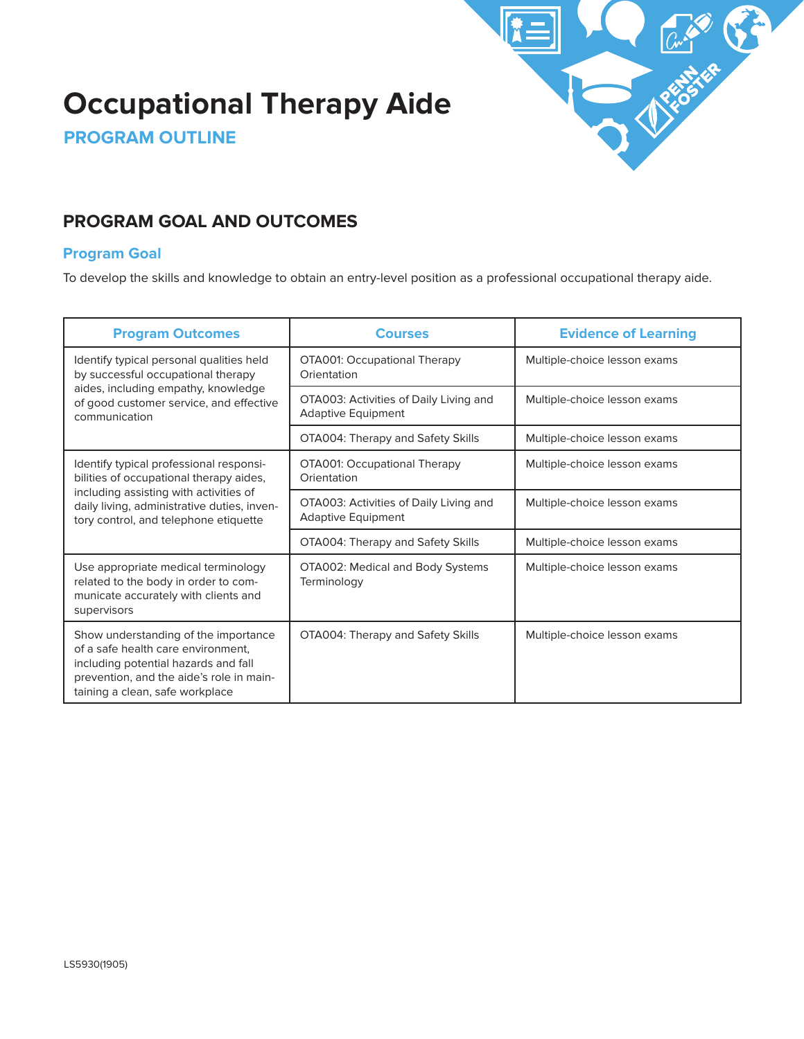# Occupational Therapy Aide

## PROGRAM OUTLINE

## PROGRAM GOAL AND OUTCOMES

### Program Goal

To develop the skills and knowledge to obtain an entry-level position as a professional occupational therapy aide.

| Program Outcomes | Courses | Evidence of Learning |
|---|---|---|
| Identify typical personal qualities held by successful occupational therapy aides, including empathy, knowledge of good customer service, and effective communication | OTA001: Occupational Therapy Orientation | Multiple-choice lesson exams |
| | OTA003: Activities of Daily Living and Adaptive Equipment | Multiple-choice lesson exams |
| | OTA004: Therapy and Safety Skills | Multiple-choice lesson exams |
| Identify typical professional responsibilities of occupational therapy aides, including assisting with activities of daily living, administrative duties, inventory control, and telephone etiquette | OTA001: Occupational Therapy Orientation | Multiple-choice lesson exams |
| | OTA003: Activities of Daily Living and Adaptive Equipment | Multiple-choice lesson exams |
| | OTA004: Therapy and Safety Skills | Multiple-choice lesson exams |
| Use appropriate medical terminology related to the body in order to communicate accurately with clients and supervisors | OTA002: Medical and Body Systems Terminology | Multiple-choice lesson exams |
| Show understanding of the importance of a safe health care environment, including potential hazards and fall prevention, and the aide's role in maintaining a clean, safe workplace | OTA004: Therapy and Safety Skills | Multiple-choice lesson exams |

LS5930(1905)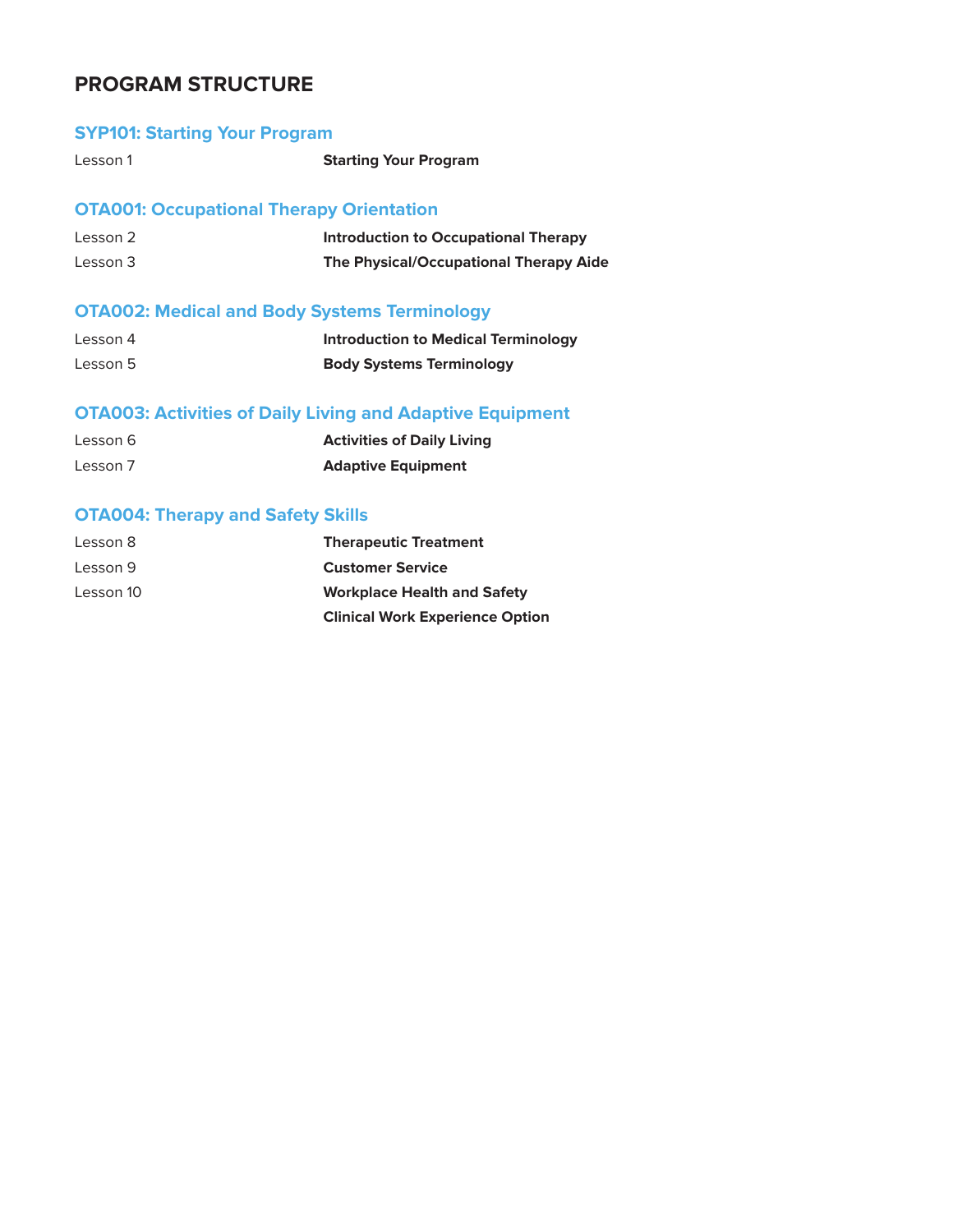## PROGRAM STRUCTURE

### SYP101: Starting Your Program

| | |
|---|---|
| Lesson 1 | **Starting Your Program** |

### OTA001: Occupational Therapy Orientation

| | |
|---|---|
| Lesson 2 | **Introduction to Occupational Therapy** |
| Lesson 3 | **The Physical/Occupational Therapy Aide** |

### OTA002: Medical and Body Systems Terminology

| | |
|---|---|
| Lesson 4 | **Introduction to Medical Terminology** |
| Lesson 5 | **Body Systems Terminology** |

### OTA003: Activities of Daily Living and Adaptive Equipment

| | |
|---|---|
| Lesson 6 | **Activities of Daily Living** |
| Lesson 7 | **Adaptive Equipment** |

### OTA004: Therapy and Safety Skills

| | |
|---|---|
| Lesson 8 | **Therapeutic Treatment** |
| Lesson 9 | **Customer Service** |
| Lesson 10 | **Workplace Health and Safety** |
| | **Clinical Work Experience Option** |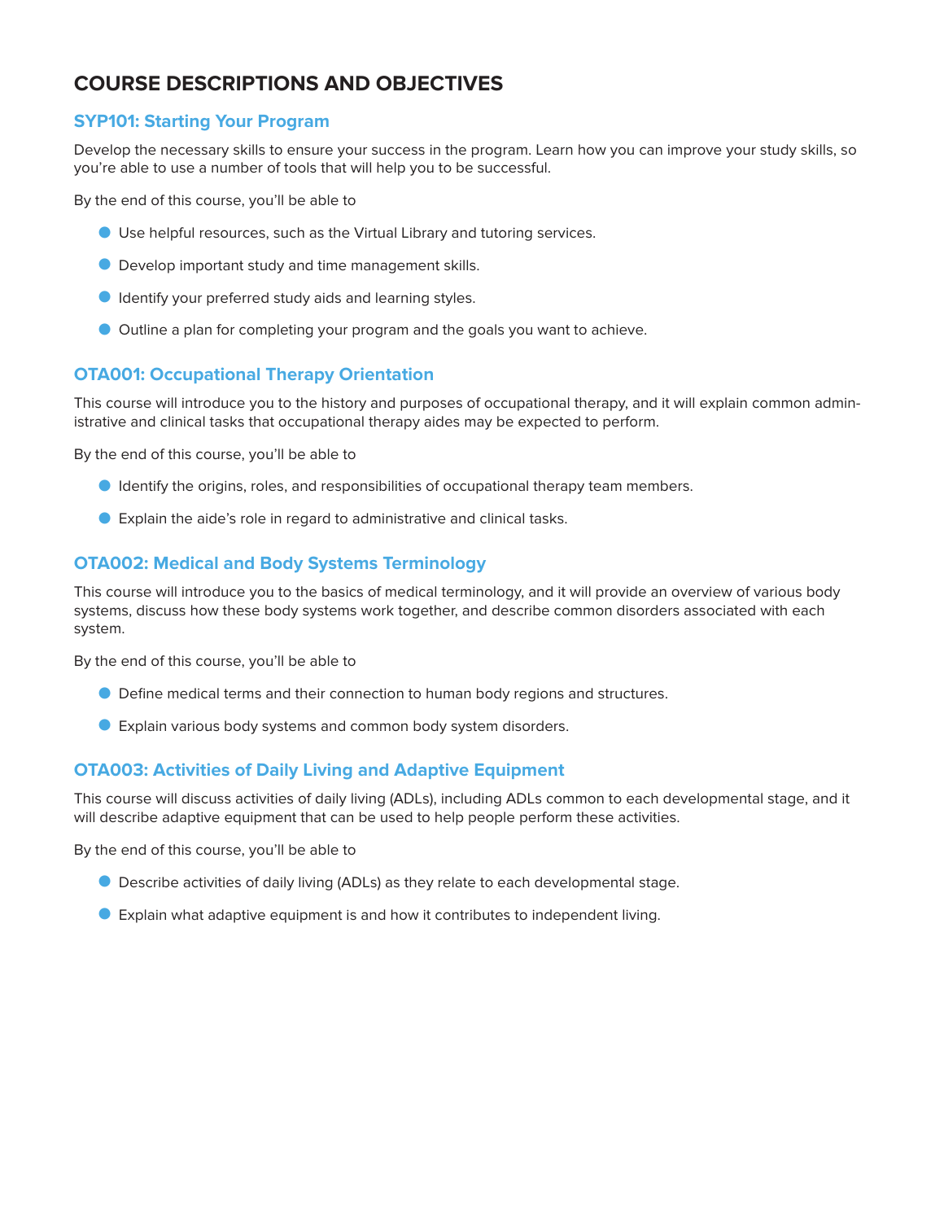# COURSE DESCRIPTIONS AND OBJECTIVES

## SYP101: Starting Your Program

Develop the necessary skills to ensure your success in the program. Learn how you can improve your study skills, so you're able to use a number of tools that will help you to be successful.

By the end of this course, you'll be able to

- Use helpful resources, such as the Virtual Library and tutoring services.
- Develop important study and time management skills.
- Identify your preferred study aids and learning styles.
- Outline a plan for completing your program and the goals you want to achieve.

## OTA001: Occupational Therapy Orientation

This course will introduce you to the history and purposes of occupational therapy, and it will explain common administrative and clinical tasks that occupational therapy aides may be expected to perform.

By the end of this course, you'll be able to

- Identify the origins, roles, and responsibilities of occupational therapy team members.
- Explain the aide's role in regard to administrative and clinical tasks.

## OTA002: Medical and Body Systems Terminology

This course will introduce you to the basics of medical terminology, and it will provide an overview of various body systems, discuss how these body systems work together, and describe common disorders associated with each system.

By the end of this course, you'll be able to

- Define medical terms and their connection to human body regions and structures.
- Explain various body systems and common body system disorders.

## OTA003: Activities of Daily Living and Adaptive Equipment

This course will discuss activities of daily living (ADLs), including ADLs common to each developmental stage, and it will describe adaptive equipment that can be used to help people perform these activities.

By the end of this course, you'll be able to

- Describe activities of daily living (ADLs) as they relate to each developmental stage.
- Explain what adaptive equipment is and how it contributes to independent living.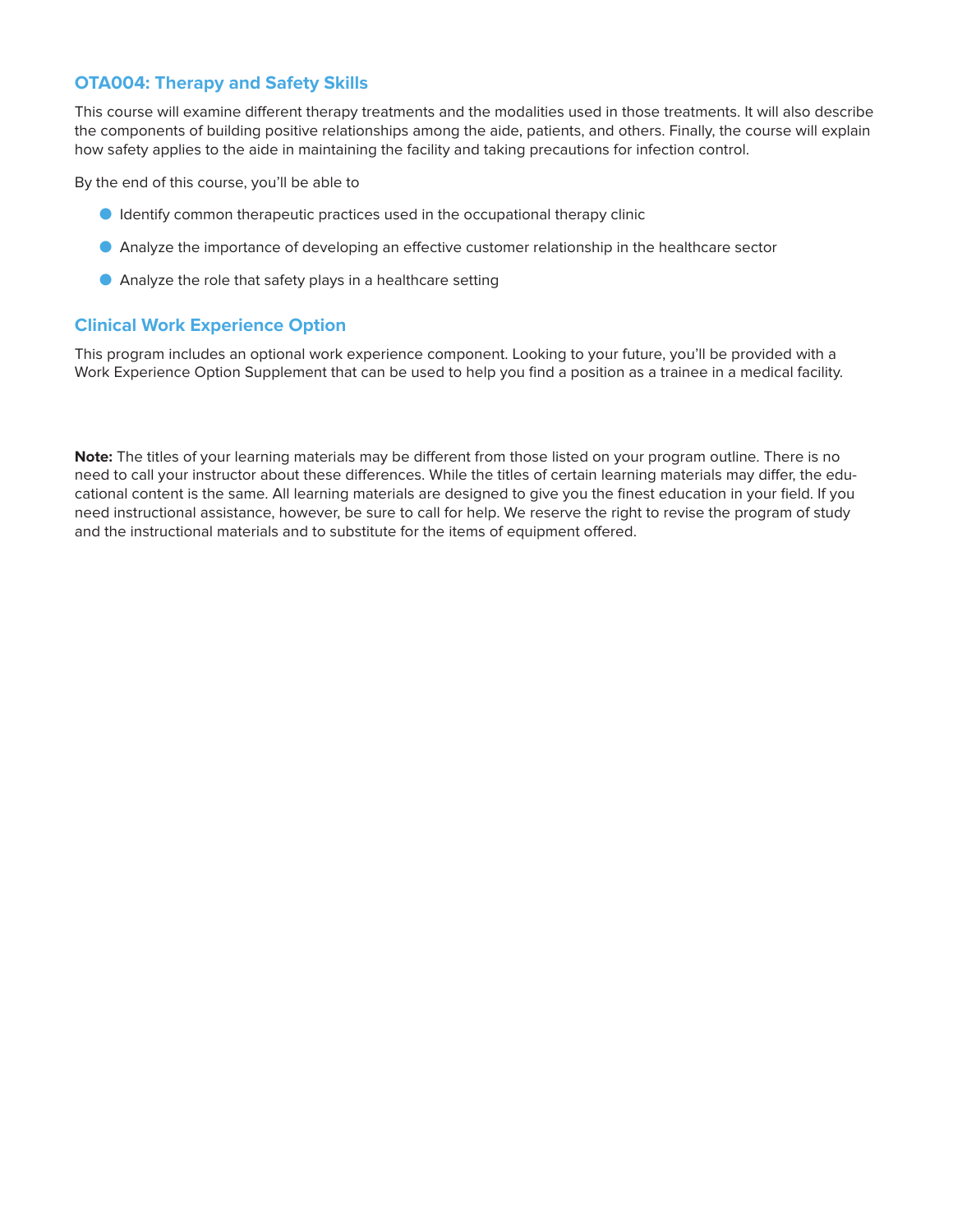## OTA004: Therapy and Safety Skills

This course will examine different therapy treatments and the modalities used in those treatments. It will also describe the components of building positive relationships among the aide, patients, and others. Finally, the course will explain how safety applies to the aide in maintaining the facility and taking precautions for infection control.

By the end of this course, you'll be able to

- Identify common therapeutic practices used in the occupational therapy clinic
- Analyze the importance of developing an effective customer relationship in the healthcare sector
- Analyze the role that safety plays in a healthcare setting

## Clinical Work Experience Option

This program includes an optional work experience component. Looking to your future, you'll be provided with a Work Experience Option Supplement that can be used to help you find a position as a trainee in a medical facility.

**Note:** The titles of your learning materials may be different from those listed on your program outline. There is no need to call your instructor about these differences. While the titles of certain learning materials may differ, the educational content is the same. All learning materials are designed to give you the finest education in your field. If you need instructional assistance, however, be sure to call for help. We reserve the right to revise the program of study and the instructional materials and to substitute for the items of equipment offered.